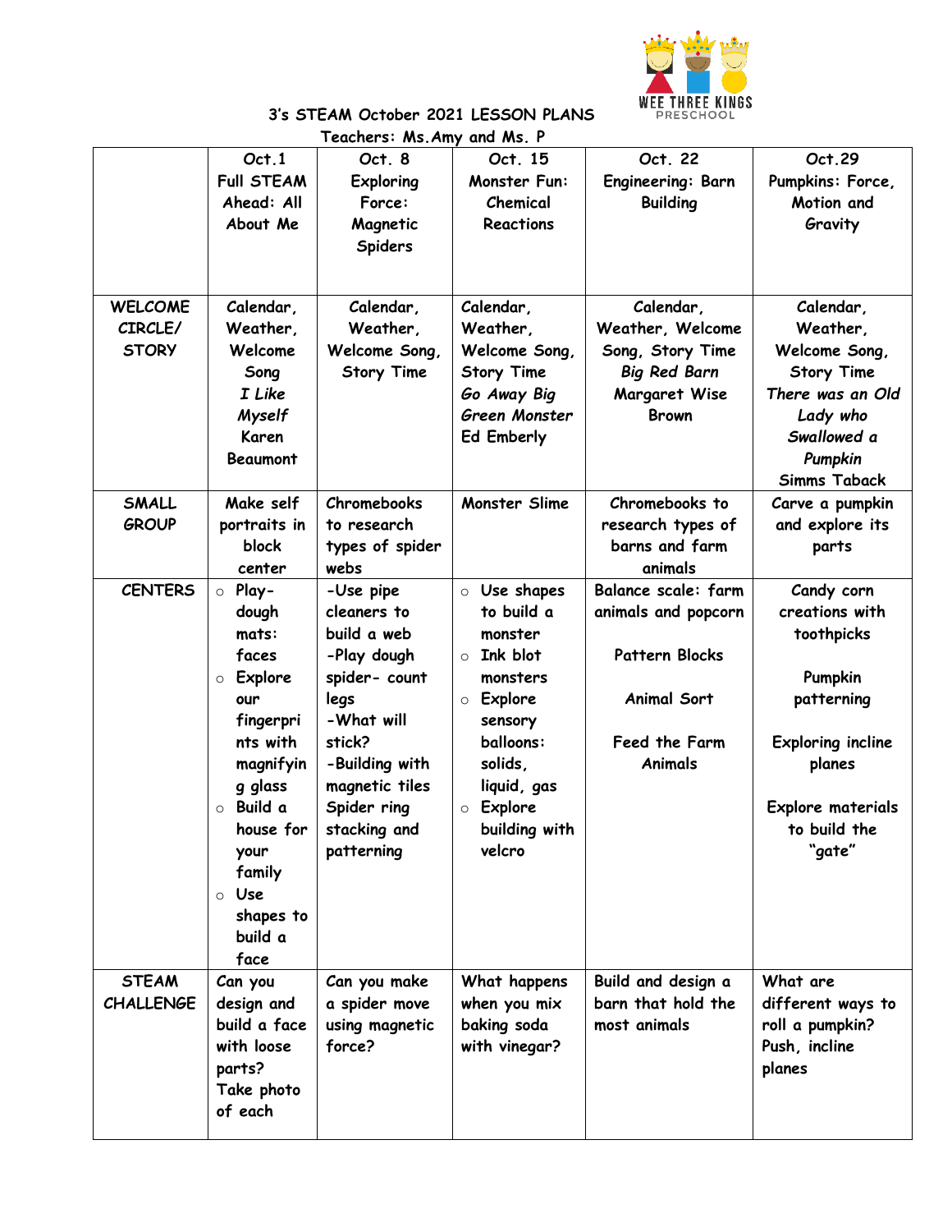WEE THREE KINGS PRESCHOOL

# 3's STEAM October 2021 LESSON PLANS

Teachers: Ms. Amy and Ms. P

| | Oct. 1 Full STEAM Ahead: All About Me | Oct. 8 Exploring Force: Magnetic Spiders | Oct. 15 Monster Fun: Chemical Reactions | Oct. 22 Engineering: Barn Building | Oct. 29 Pumpkins: Force, Motion and Gravity |
|---|---|---|---|---|---|
| WELCOME CIRCLE/ STORY | Calendar, Weather, Welcome Song *I Like Myself* Karen Beaumont | Calendar, Weather, Welcome Song, Story Time | Calendar, Weather, Welcome Song, Story Time *Go Away Big Green Monster* Ed Emberly | Calendar, Weather, Welcome Song, Story Time *Big Red Barn* Margaret Wise Brown | Calendar, Weather, Welcome Song, Story Time *There was an Old Lady who Swallowed a Pumpkin* Simms Taback |
| SMALL GROUP | Make self portraits in block center | Chromebooks to research types of spider webs | Monster Slime | Chromebooks to research types of barns and farm animals | Carve a pumpkin and explore its parts |
| CENTERS | ○ Play-dough mats: faces ○ Explore our fingerprints with magnifying glass ○ Build a house for your family ○ Use shapes to build a face | -Use pipe cleaners to build a web -Play dough spider- count legs -What will stick? -Building with magnetic tiles Spider ring stacking and patterning | ○ Use shapes to build a monster ○ Ink blot monsters ○ Explore sensory balloons: solids, liquid, gas ○ Explore building with velcro | Balance scale: farm animals and popcorn<br><br>Pattern Blocks<br><br>Animal Sort<br><br>Feed the Farm Animals | Candy corn creations with toothpicks<br><br>Pumpkin patterning<br><br>Exploring incline planes<br><br>Explore materials to build the "gate" |
| STEAM CHALLENGE | Can you design and build a face with loose parts? Take photo of each | Can you make a spider move using magnetic force? | What happens when you mix baking soda with vinegar? | Build and design a barn that hold the most animals | What are different ways to roll a pumpkin? Push, incline planes |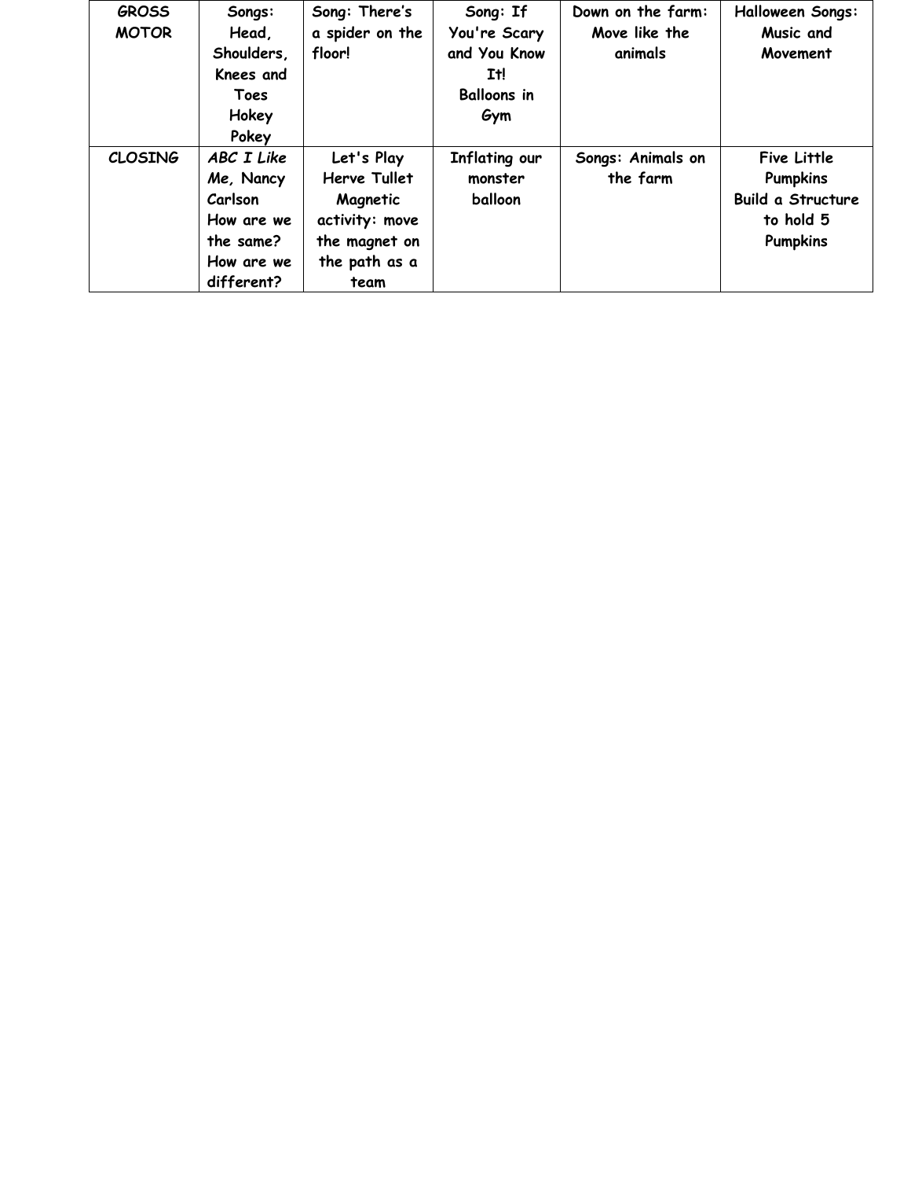| | | | | | |
|---|---|---|---|---|---|
| **GROSS MOTOR** | **Songs: Head, Shoulders, Knees and Toes Hokey Pokey** | **Song: There's a spider on the floor!** | **Song: If You're Scary and You Know It! Balloons in Gym** | **Down on the farm: Move like the animals** | **Halloween Songs: Music and Movement** |
| **CLOSING** | ***ABC I Like Me*, Nancy Carlson How are we the same? How are we different?** | **Let's Play Herve Tullet Magnetic activity: move the magnet on the path as a team** | **Inflating our monster balloon** | **Songs: Animals on the farm** | **Five Little Pumpkins Build a Structure to hold 5 Pumpkins** |